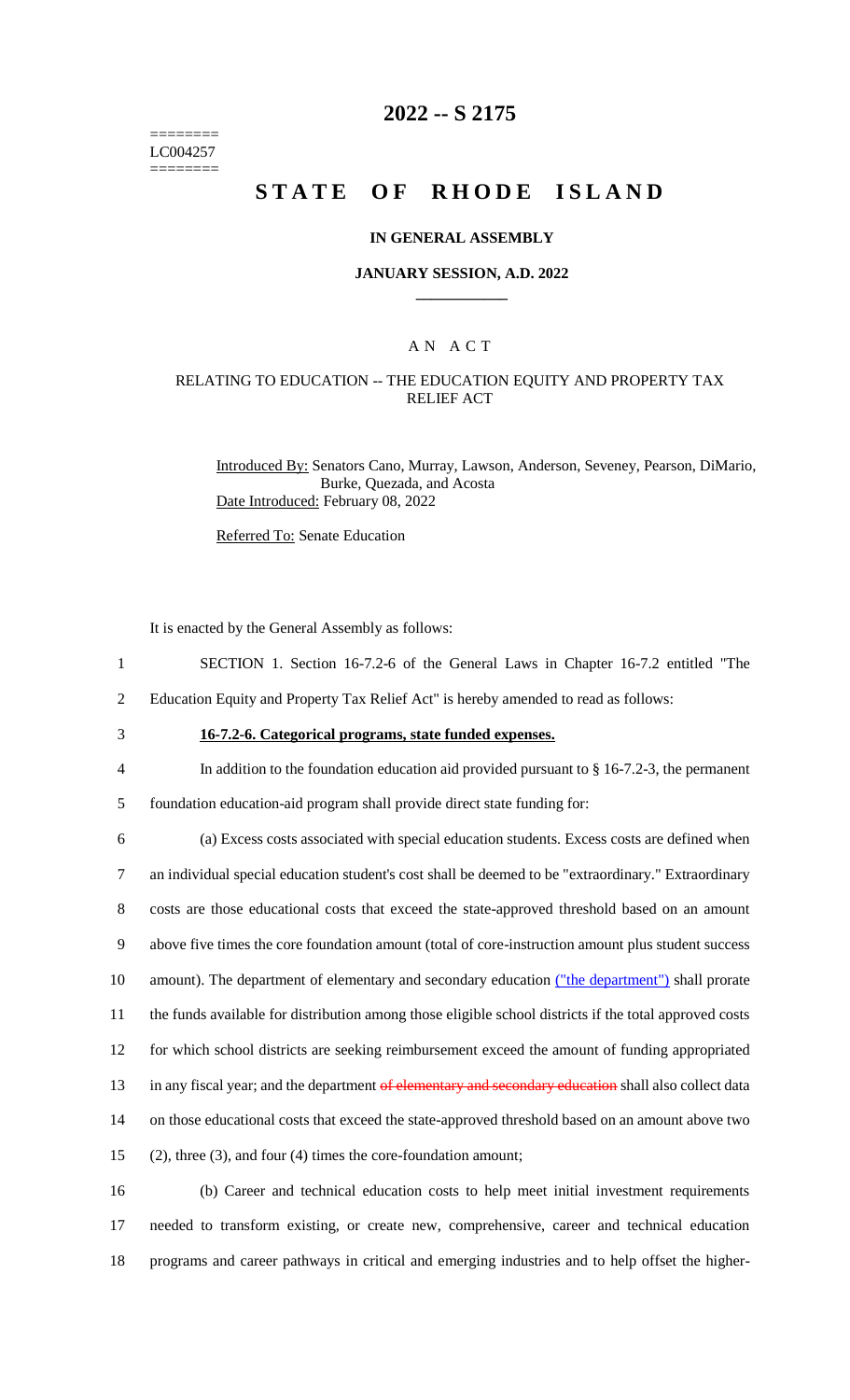========
LC004257
========

# 2022 -- S 2175

# STATE OF RHODE ISLAND

## IN GENERAL ASSEMBLY

### JANUARY SESSION, A.D. 2022

### AN ACT

### RELATING TO EDUCATION -- THE EDUCATION EQUITY AND PROPERTY TAX RELIEF ACT

Introduced By: Senators Cano, Murray, Lawson, Anderson, Seveney, Pearson, DiMario, Burke, Quezada, and Acosta

Date Introduced: February 08, 2022

Referred To: Senate Education

It is enacted by the General Assembly as follows:

1 SECTION 1. Section 16-7.2-6 of the General Laws in Chapter 16-7.2 entitled "The
2 Education Equity and Property Tax Relief Act" is hereby amended to read as follows:

3 **16-7.2-6. Categorical programs, state funded expenses.**

4 In addition to the foundation education aid provided pursuant to § 16-7.2-3, the permanent
5 foundation education-aid program shall provide direct state funding for:

6 (a) Excess costs associated with special education students. Excess costs are defined when
7 an individual special education student's cost shall be deemed to be "extraordinary." Extraordinary
8 costs are those educational costs that exceed the state-approved threshold based on an amount
9 above five times the core foundation amount (total of core-instruction amount plus student success
10 amount). The department of elementary and secondary education ("the department") shall prorate
11 the funds available for distribution among those eligible school districts if the total approved costs
12 for which school districts are seeking reimbursement exceed the amount of funding appropriated
13 in any fiscal year; and the department ~~of elementary and secondary education~~ shall also collect data
14 on those educational costs that exceed the state-approved threshold based on an amount above two
15 (2), three (3), and four (4) times the core-foundation amount;

16 (b) Career and technical education costs to help meet initial investment requirements
17 needed to transform existing, or create new, comprehensive, career and technical education
18 programs and career pathways in critical and emerging industries and to help offset the higher-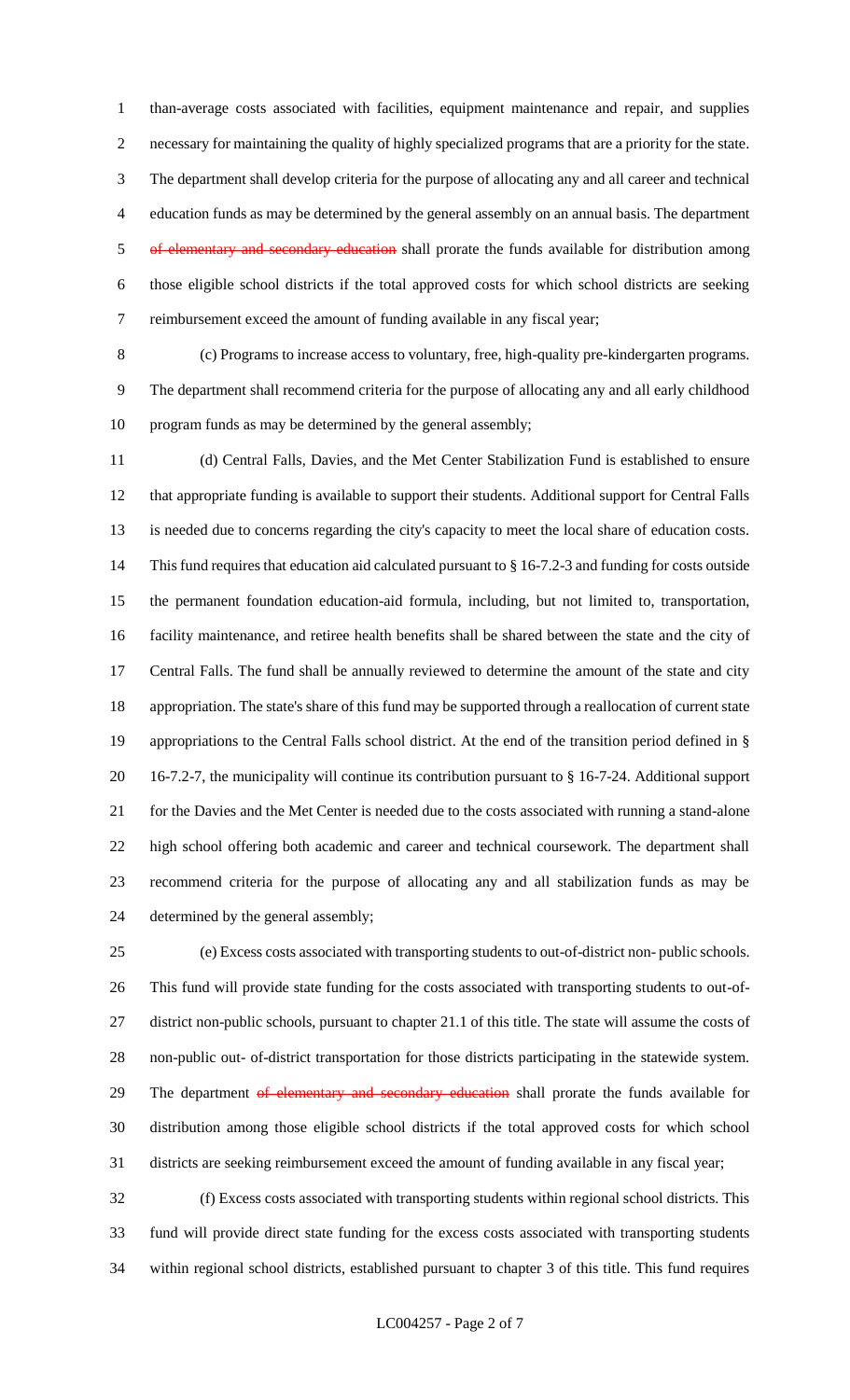than-average costs associated with facilities, equipment maintenance and repair, and supplies necessary for maintaining the quality of highly specialized programs that are a priority for the state. The department shall develop criteria for the purpose of allocating any and all career and technical education funds as may be determined by the general assembly on an annual basis. The department ~~of elementary and secondary education~~ shall prorate the funds available for distribution among those eligible school districts if the total approved costs for which school districts are seeking reimbursement exceed the amount of funding available in any fiscal year;

(c) Programs to increase access to voluntary, free, high-quality pre-kindergarten programs. The department shall recommend criteria for the purpose of allocating any and all early childhood program funds as may be determined by the general assembly;

(d) Central Falls, Davies, and the Met Center Stabilization Fund is established to ensure that appropriate funding is available to support their students. Additional support for Central Falls is needed due to concerns regarding the city's capacity to meet the local share of education costs. This fund requires that education aid calculated pursuant to § 16-7.2-3 and funding for costs outside the permanent foundation education-aid formula, including, but not limited to, transportation, facility maintenance, and retiree health benefits shall be shared between the state and the city of Central Falls. The fund shall be annually reviewed to determine the amount of the state and city appropriation. The state's share of this fund may be supported through a reallocation of current state appropriations to the Central Falls school district. At the end of the transition period defined in § 16-7.2-7, the municipality will continue its contribution pursuant to § 16-7-24. Additional support for the Davies and the Met Center is needed due to the costs associated with running a stand-alone high school offering both academic and career and technical coursework. The department shall recommend criteria for the purpose of allocating any and all stabilization funds as may be determined by the general assembly;

(e) Excess costs associated with transporting students to out-of-district non- public schools. This fund will provide state funding for the costs associated with transporting students to out-of-district non-public schools, pursuant to chapter 21.1 of this title. The state will assume the costs of non-public out- of-district transportation for those districts participating in the statewide system. The department ~~of elementary and secondary education~~ shall prorate the funds available for distribution among those eligible school districts if the total approved costs for which school districts are seeking reimbursement exceed the amount of funding available in any fiscal year;

(f) Excess costs associated with transporting students within regional school districts. This fund will provide direct state funding for the excess costs associated with transporting students within regional school districts, established pursuant to chapter 3 of this title. This fund requires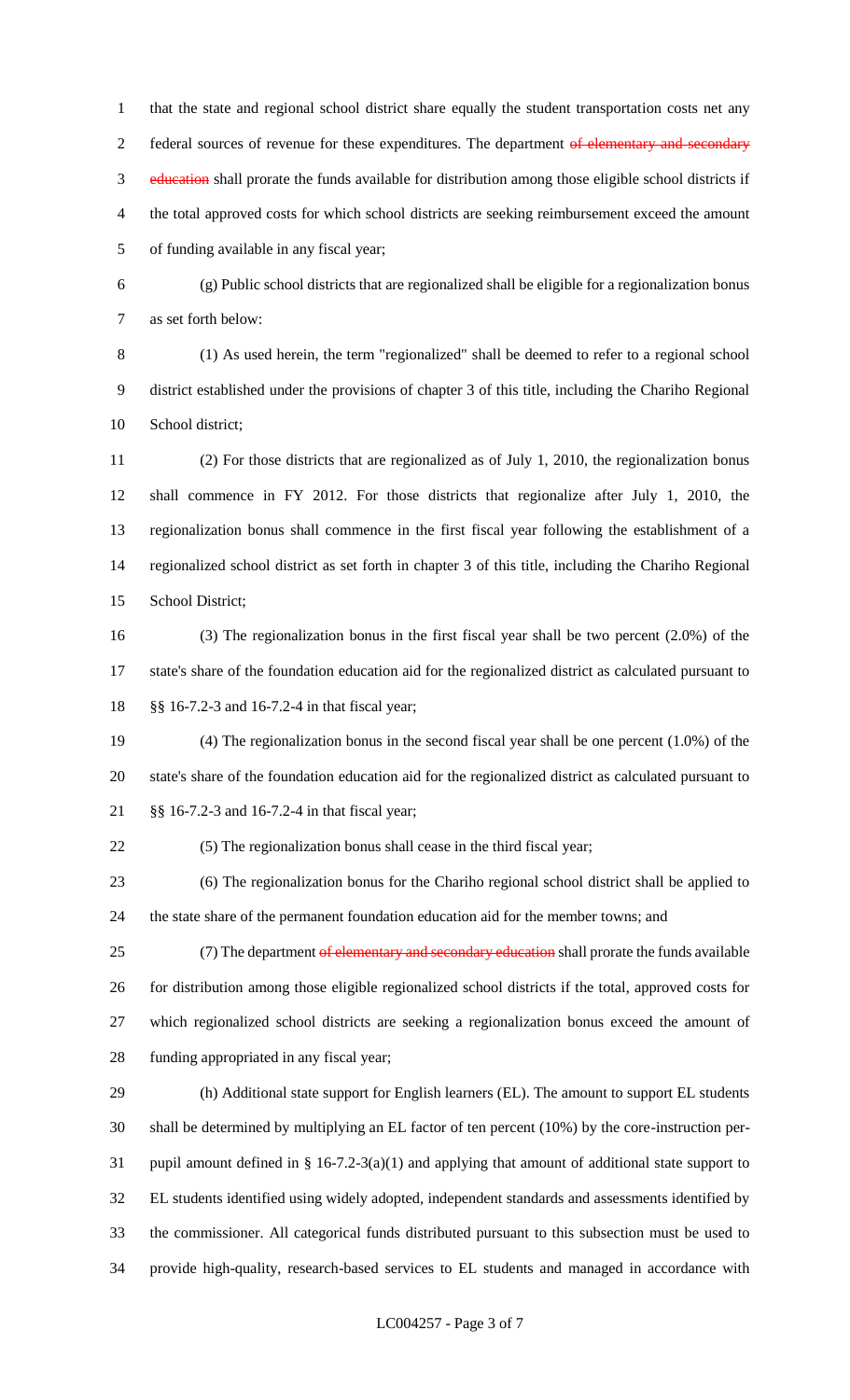that the state and regional school district share equally the student transportation costs net any federal sources of revenue for these expenditures. The department ~~of elementary and secondary education~~ shall prorate the funds available for distribution among those eligible school districts if the total approved costs for which school districts are seeking reimbursement exceed the amount of funding available in any fiscal year;

(g) Public school districts that are regionalized shall be eligible for a regionalization bonus as set forth below:

(1) As used herein, the term "regionalized" shall be deemed to refer to a regional school district established under the provisions of chapter 3 of this title, including the Chariho Regional School district;

(2) For those districts that are regionalized as of July 1, 2010, the regionalization bonus shall commence in FY 2012. For those districts that regionalize after July 1, 2010, the regionalization bonus shall commence in the first fiscal year following the establishment of a regionalized school district as set forth in chapter 3 of this title, including the Chariho Regional School District;

(3) The regionalization bonus in the first fiscal year shall be two percent (2.0%) of the state's share of the foundation education aid for the regionalized district as calculated pursuant to §§ 16-7.2-3 and 16-7.2-4 in that fiscal year;

(4) The regionalization bonus in the second fiscal year shall be one percent (1.0%) of the state's share of the foundation education aid for the regionalized district as calculated pursuant to §§ 16-7.2-3 and 16-7.2-4 in that fiscal year;

(5) The regionalization bonus shall cease in the third fiscal year;

(6) The regionalization bonus for the Chariho regional school district shall be applied to the state share of the permanent foundation education aid for the member towns; and

(7) The department ~~of elementary and secondary education~~ shall prorate the funds available for distribution among those eligible regionalized school districts if the total, approved costs for which regionalized school districts are seeking a regionalization bonus exceed the amount of funding appropriated in any fiscal year;

(h) Additional state support for English learners (EL). The amount to support EL students shall be determined by multiplying an EL factor of ten percent (10%) by the core-instruction per-pupil amount defined in § 16-7.2-3(a)(1) and applying that amount of additional state support to EL students identified using widely adopted, independent standards and assessments identified by the commissioner. All categorical funds distributed pursuant to this subsection must be used to provide high-quality, research-based services to EL students and managed in accordance with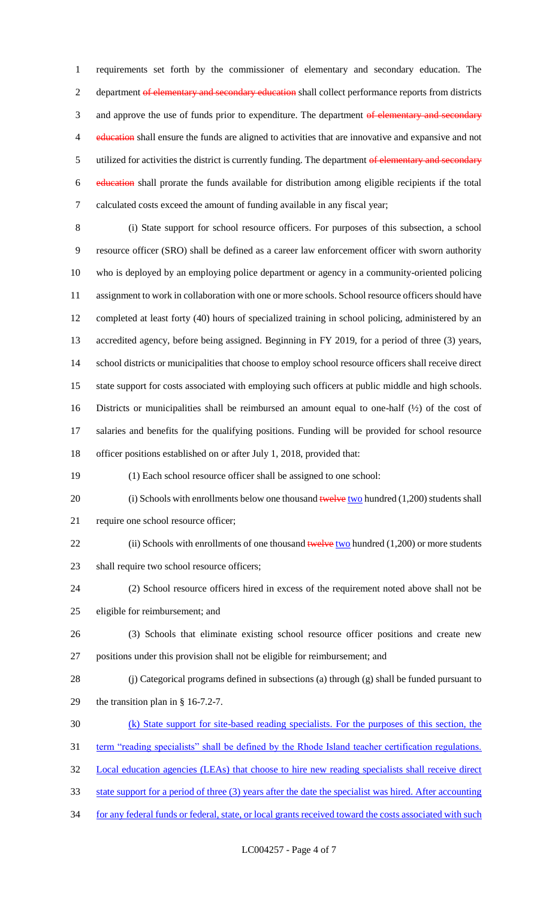requirements set forth by the commissioner of elementary and secondary education. The department ~~of elementary and secondary education~~ shall collect performance reports from districts and approve the use of funds prior to expenditure. The department ~~of elementary and secondary education~~ shall ensure the funds are aligned to activities that are innovative and expansive and not utilized for activities the district is currently funding. The department ~~of elementary and secondary education~~ shall prorate the funds available for distribution among eligible recipients if the total calculated costs exceed the amount of funding available in any fiscal year;

(i) State support for school resource officers. For purposes of this subsection, a school resource officer (SRO) shall be defined as a career law enforcement officer with sworn authority who is deployed by an employing police department or agency in a community-oriented policing assignment to work in collaboration with one or more schools. School resource officers should have completed at least forty (40) hours of specialized training in school policing, administered by an accredited agency, before being assigned. Beginning in FY 2019, for a period of three (3) years, school districts or municipalities that choose to employ school resource officers shall receive direct state support for costs associated with employing such officers at public middle and high schools. Districts or municipalities shall be reimbursed an amount equal to one-half (½) of the cost of salaries and benefits for the qualifying positions. Funding will be provided for school resource officer positions established on or after July 1, 2018, provided that:

(1) Each school resource officer shall be assigned to one school:

(i) Schools with enrollments below one thousand ~~twelve~~ <u>two</u> hundred (1,200) students shall require one school resource officer;

(ii) Schools with enrollments of one thousand ~~twelve~~ <u>two</u> hundred (1,200) or more students shall require two school resource officers;

(2) School resource officers hired in excess of the requirement noted above shall not be eligible for reimbursement; and

(3) Schools that eliminate existing school resource officer positions and create new positions under this provision shall not be eligible for reimbursement; and

(j) Categorical programs defined in subsections (a) through (g) shall be funded pursuant to the transition plan in § 16-7.2-7.

<u>(k) State support for site-based reading specialists. For the purposes of this section, the term "reading specialists" shall be defined by the Rhode Island teacher certification regulations. Local education agencies (LEAs) that choose to hire new reading specialists shall receive direct state support for a period of three (3) years after the date the specialist was hired. After accounting for any federal funds or federal, state, or local grants received toward the costs associated with such</u>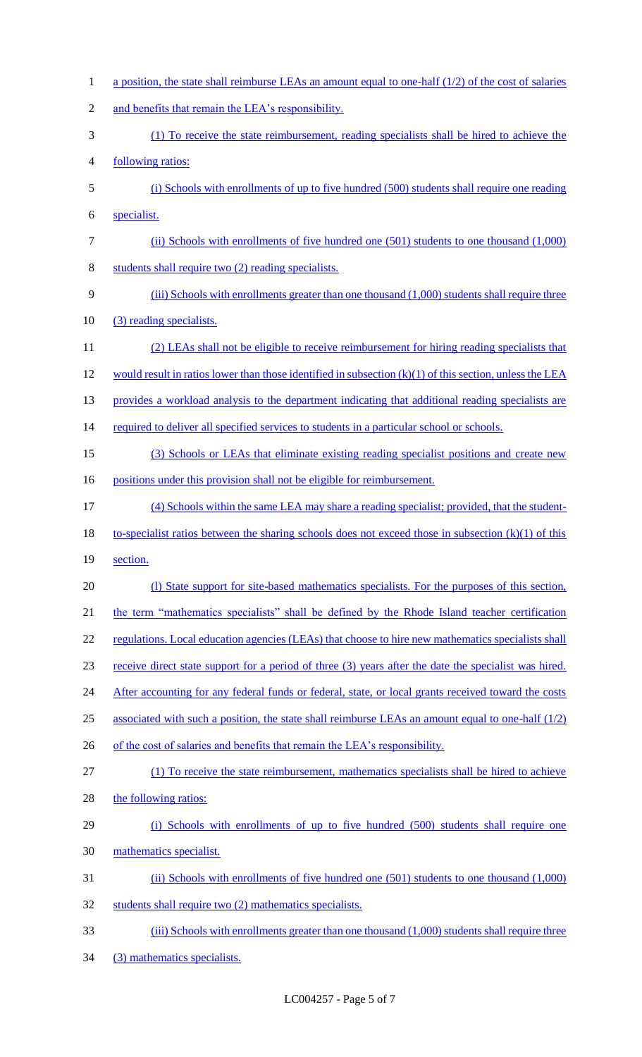a position, the state shall reimburse LEAs an amount equal to one-half (1/2) of the cost of salaries and benefits that remain the LEA's responsibility.

(1) To receive the state reimbursement, reading specialists shall be hired to achieve the following ratios:

(i) Schools with enrollments of up to five hundred (500) students shall require one reading specialist.

(ii) Schools with enrollments of five hundred one (501) students to one thousand (1,000) students shall require two (2) reading specialists.

(iii) Schools with enrollments greater than one thousand (1,000) students shall require three (3) reading specialists.

(2) LEAs shall not be eligible to receive reimbursement for hiring reading specialists that would result in ratios lower than those identified in subsection (k)(1) of this section, unless the LEA provides a workload analysis to the department indicating that additional reading specialists are required to deliver all specified services to students in a particular school or schools.

(3) Schools or LEAs that eliminate existing reading specialist positions and create new positions under this provision shall not be eligible for reimbursement.

(4) Schools within the same LEA may share a reading specialist; provided, that the student-to-specialist ratios between the sharing schools does not exceed those in subsection (k)(1) of this section.

(l) State support for site-based mathematics specialists. For the purposes of this section, the term "mathematics specialists" shall be defined by the Rhode Island teacher certification regulations. Local education agencies (LEAs) that choose to hire new mathematics specialists shall receive direct state support for a period of three (3) years after the date the specialist was hired. After accounting for any federal funds or federal, state, or local grants received toward the costs associated with such a position, the state shall reimburse LEAs an amount equal to one-half (1/2) of the cost of salaries and benefits that remain the LEA's responsibility.

(1) To receive the state reimbursement, mathematics specialists shall be hired to achieve the following ratios:

(i) Schools with enrollments of up to five hundred (500) students shall require one mathematics specialist.

(ii) Schools with enrollments of five hundred one (501) students to one thousand (1,000) students shall require two (2) mathematics specialists.

(iii) Schools with enrollments greater than one thousand (1,000) students shall require three (3) mathematics specialists.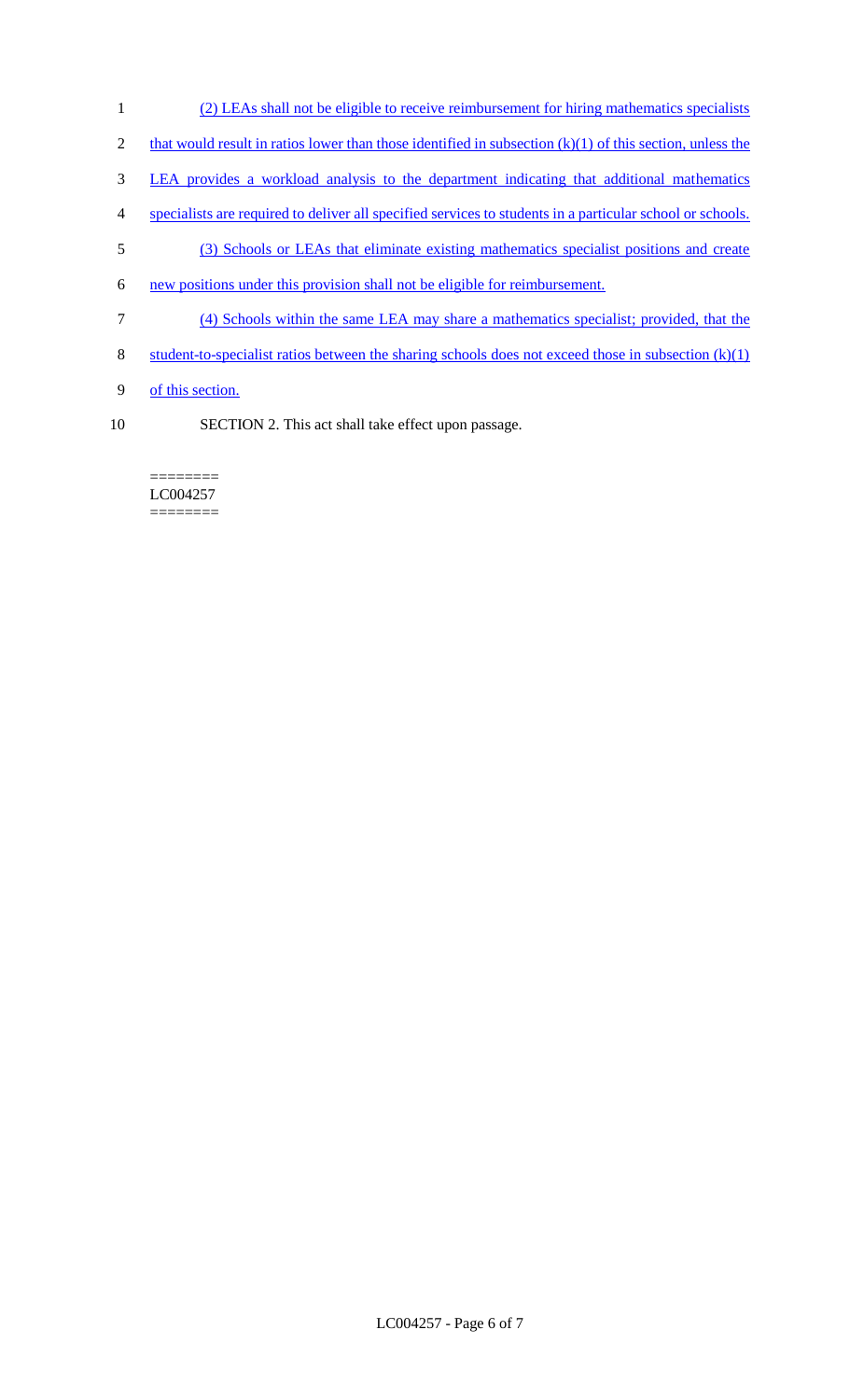(2) LEAs shall not be eligible to receive reimbursement for hiring mathematics specialists that would result in ratios lower than those identified in subsection (k)(1) of this section, unless the LEA provides a workload analysis to the department indicating that additional mathematics specialists are required to deliver all specified services to students in a particular school or schools.

(3) Schools or LEAs that eliminate existing mathematics specialist positions and create new positions under this provision shall not be eligible for reimbursement.

(4) Schools within the same LEA may share a mathematics specialist; provided, that the student-to-specialist ratios between the sharing schools does not exceed those in subsection (k)(1) of this section.

SECTION 2. This act shall take effect upon passage.

========
LC004257
========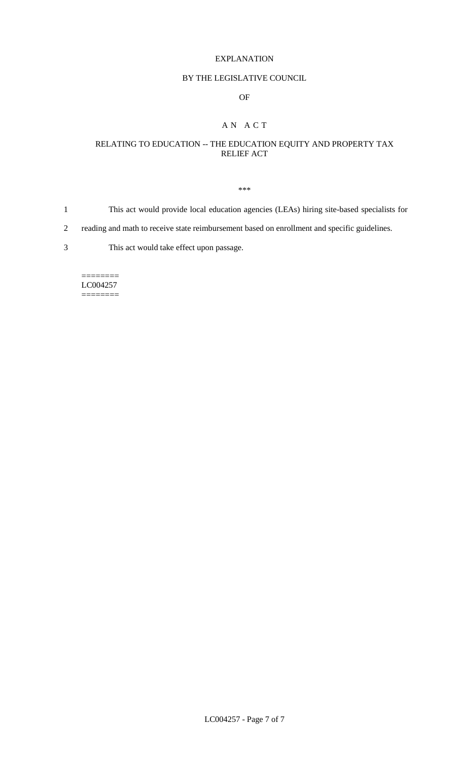EXPLANATION

BY THE LEGISLATIVE COUNCIL

OF

A N A C T

RELATING TO EDUCATION -- THE EDUCATION EQUITY AND PROPERTY TAX RELIEF ACT

\*\*\*

1 This act would provide local education agencies (LEAs) hiring site-based specialists for
2 reading and math to receive state reimbursement based on enrollment and specific guidelines.
3 This act would take effect upon passage.

========
LC004257
========